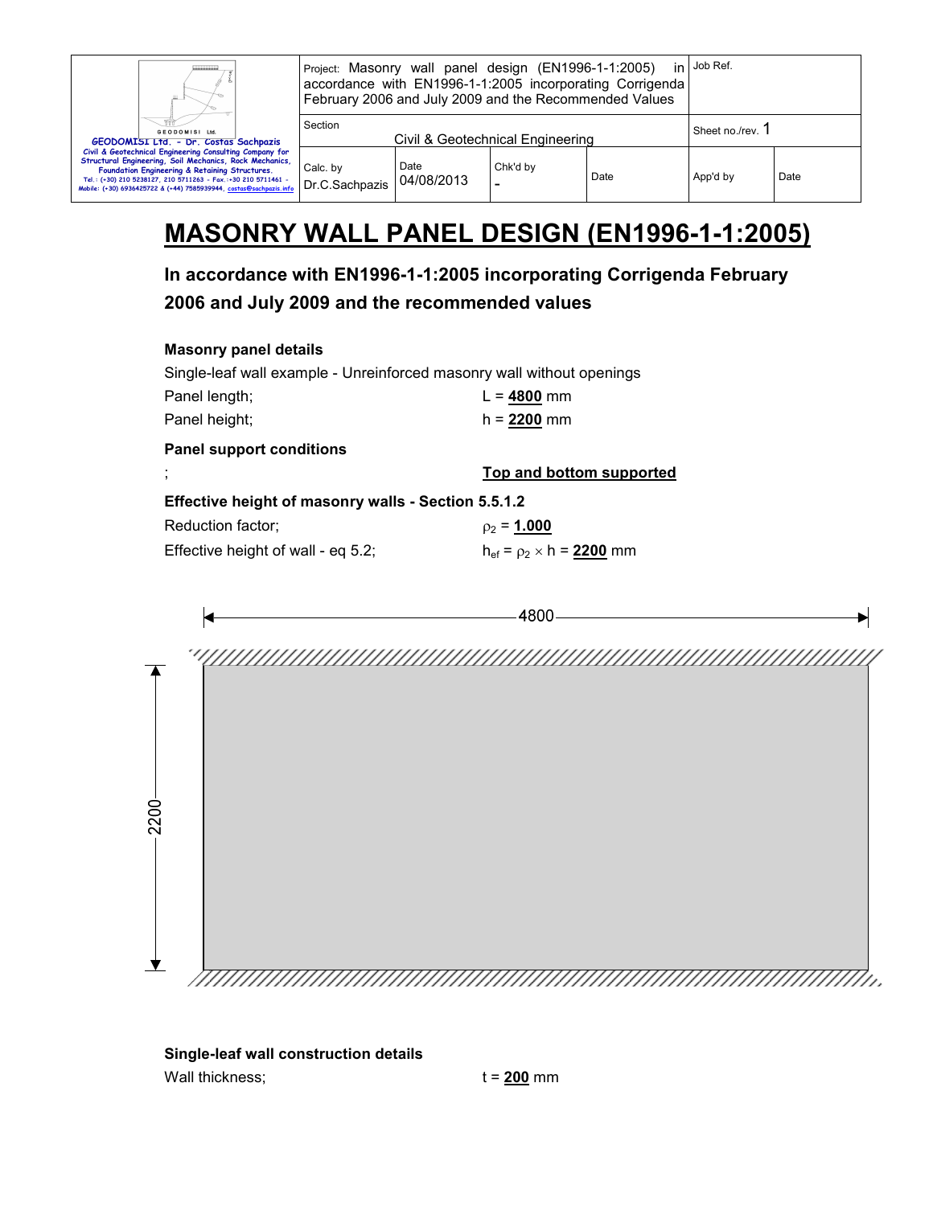# MASONRY WALL PANEL DESIGN (EN1996-1-1:2005)

## In accordance with EN1996-1-1:2005 incorporating Corrigenda February 2006 and July 2009 and the recommended values

### Masonry panel details

Single-leaf wall example - Unreinforced masonry wall without openings

Panel length; $L$ = **4800** mm

Panel height; $h$ = **2200** mm

### Panel support conditions

; **Top and bottom supported**

### Effective height of masonry walls - Section 5.5.1.2

Reduction factor; $\rho_2$ = **1.000**

Effective height of wall - eq 5.2; $h_{ef} = \rho_2 \times h$ = **2200** mm

### Single-leaf wall construction details

Wall thickness; $t$ = **200** mm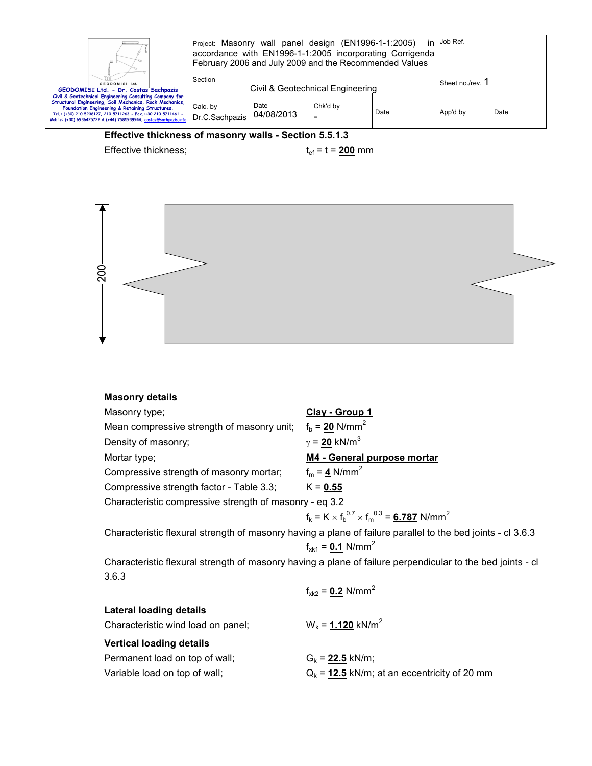**Effective thickness of masonry walls - Section 5.5.1.3**

Effective thickness; $t_{ef} = t = \underline{\textbf{200}}$ mm

**Masonry details**

Masonry type; **Clay - Group 1**

Mean compressive strength of masonry unit; $f_b = \underline{\textbf{20}}$ N/mm$^2$

Density of masonry; $\gamma = \underline{\textbf{20}}$ kN/m$^3$

Mortar type; **M4 - General purpose mortar**

Compressive strength of masonry mortar; $f_m = \underline{\textbf{4}}$ N/mm$^2$

Compressive strength factor - Table 3.3; $K = \underline{\textbf{0.55}}$

Characteristic compressive strength of masonry - eq 3.2

$$f_k = K \times f_b^{0.7} \times f_m^{0.3} = \underline{\textbf{6.787}} \text{ N/mm}^2$$

Characteristic flexural strength of masonry having a plane of failure parallel to the bed joints - cl 3.6.3

$$f_{xk1} = \underline{\textbf{0.1}} \text{ N/mm}^2$$

Characteristic flexural strength of masonry having a plane of failure perpendicular to the bed joints - cl 3.6.3

$$f_{xk2} = \underline{\textbf{0.2}} \text{ N/mm}^2$$

**Lateral loading details**

Characteristic wind load on panel; $W_k = \underline{\textbf{1.120}}$ kN/m$^2$

**Vertical loading details**

Permanent load on top of wall; $G_k = \underline{\textbf{22.5}}$ kN/m;

Variable load on top of wall; $Q_k = \underline{\textbf{12.5}}$ kN/m; at an eccentricity of 20 mm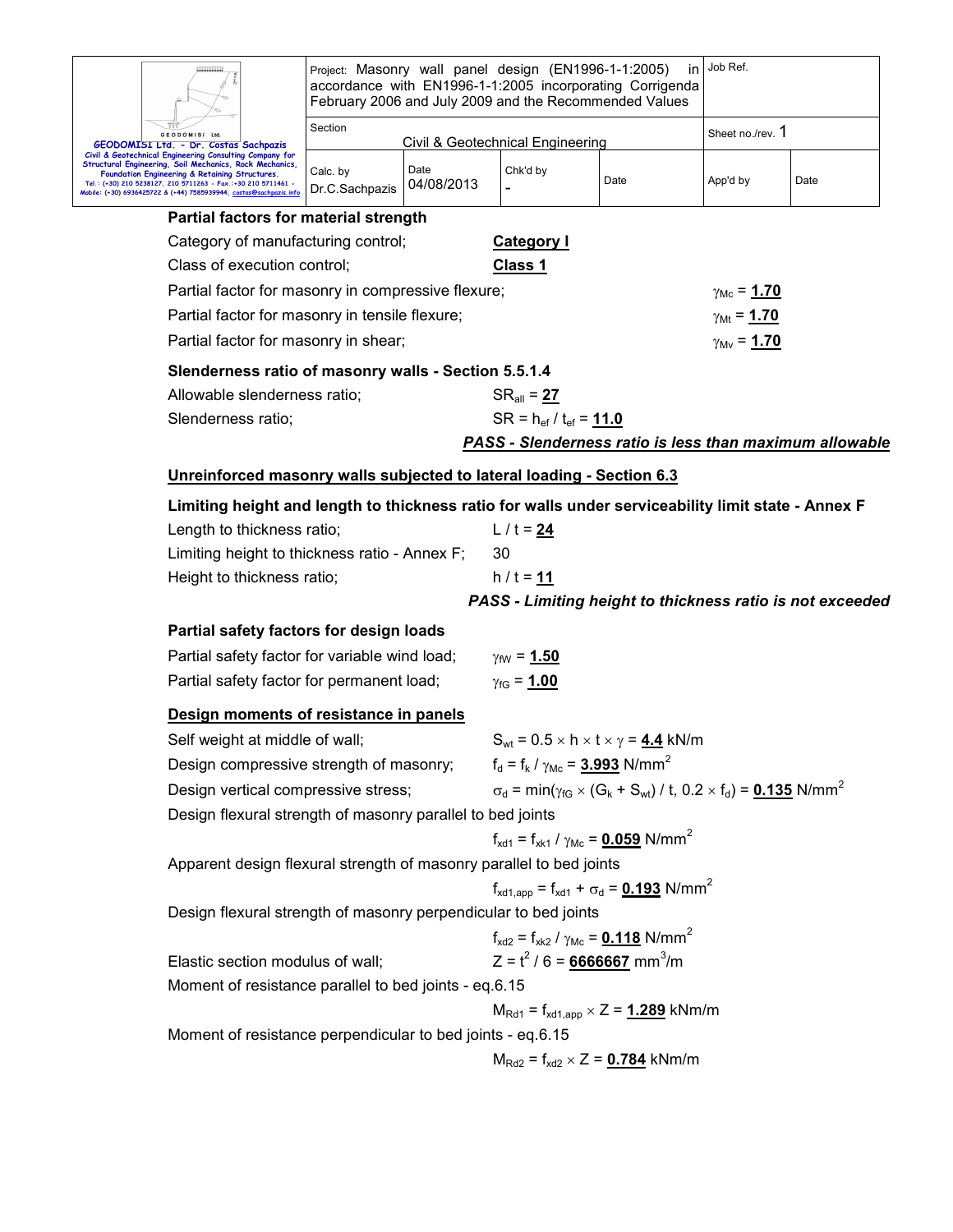**Partial factors for material strength**

Category of manufacturing control; **Category I**

Class of execution control; **Class 1**

Partial factor for masonry in compressive flexure; $\gamma_{Mc}$ = **1.70**

Partial factor for masonry in tensile flexure; $\gamma_{Mt}$ = **1.70**

Partial factor for masonry in shear; $\gamma_{Mv}$ = **1.70**

**Slenderness ratio of masonry walls - Section 5.5.1.4**

Allowable slenderness ratio; $SR_{all}$ = **27**

Slenderness ratio; $SR = h_{ef} / t_{ef}$ = **11.0**

***PASS - Slenderness ratio is less than maximum allowable***

**Unreinforced masonry walls subjected to lateral loading - Section 6.3**

**Limiting height and length to thickness ratio for walls under serviceability limit state - Annex F**

Length to thickness ratio; $L / t$ = **24**

Limiting height to thickness ratio - Annex F; 30

Height to thickness ratio; $h / t$ = **11**

***PASS - Limiting height to thickness ratio is not exceeded***

**Partial safety factors for design loads**

Partial safety factor for variable wind load; $\gamma_{fW}$ = **1.50**

Partial safety factor for permanent load; $\gamma_{fG}$ = **1.00**

**Design moments of resistance in panels**

Self weight at middle of wall; $S_{wt} = 0.5 \times h \times t \times \gamma$ = **4.4** kN/m

Design compressive strength of masonry; $f_d = f_k / \gamma_{Mc}$ = **3.993** N/mm$^2$

Design vertical compressive stress; $\sigma_d = \min(\gamma_{fG} \times (G_k + S_{wt}) / t, 0.2 \times f_d)$ = **0.135** N/mm$^2$

Design flexural strength of masonry parallel to bed joints

$f_{xd1} = f_{xk1} / \gamma_{Mc}$ = **0.059** N/mm$^2$

Apparent design flexural strength of masonry parallel to bed joints

$f_{xd1,app} = f_{xd1} + \sigma_d$ = **0.193** N/mm$^2$

Design flexural strength of masonry perpendicular to bed joints

$f_{xd2} = f_{xk2} / \gamma_{Mc}$ = **0.118** N/mm$^2$

Elastic section modulus of wall; $Z = t^2 / 6$ = **6666667** mm$^3$/m

Moment of resistance parallel to bed joints - eq.6.15

$M_{Rd1} = f_{xd1,app} \times Z$ = **1.289** kNm/m

Moment of resistance perpendicular to bed joints - eq.6.15

$M_{Rd2} = f_{xd2} \times Z$ = **0.784** kNm/m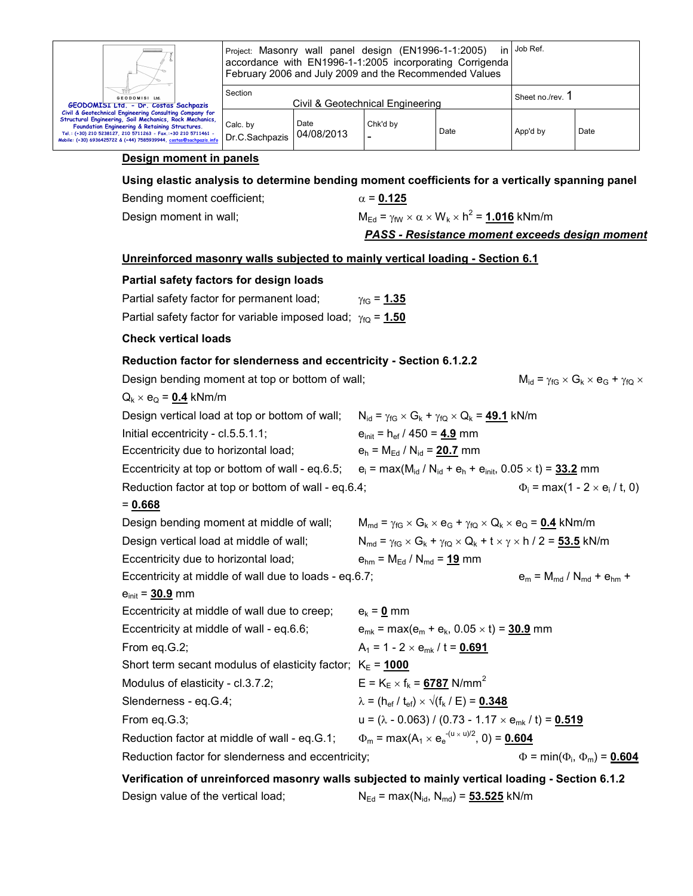## Design moment in panels

### Using elastic analysis to determine bending moment coefficients for a vertically spanning panel

Bending moment coefficient; $\alpha$ = **0.125**

Design moment in wall; $M_{Ed} = \gamma_{fW} \times \alpha \times W_k \times h^2$ = **1.016** kNm/m

***PASS - Resistance moment exceeds design moment***

## Unreinforced masonry walls subjected to mainly vertical loading - Section 6.1

### Partial safety factors for design loads

Partial safety factor for permanent load; $\gamma_{fG}$ = **1.35**

Partial safety factor for variable imposed load; $\gamma_{fQ}$ = **1.50**

### Check vertical loads

### Reduction factor for slenderness and eccentricity - Section 6.1.2.2

Design bending moment at top or bottom of wall; $M_{id} = \gamma_{fG} \times G_k \times e_G + \gamma_{fQ} \times Q_k \times e_Q$ = **0.4** kNm/m

Design vertical load at top or bottom of wall; $N_{id} = \gamma_{fG} \times G_k + \gamma_{fQ} \times Q_k$ = **49.1** kN/m

Initial eccentricity - cl.5.5.1.1; $e_{init} = h_{ef} / 450$ = **4.9** mm

Eccentricity due to horizontal load; $e_h = M_{Ed} / N_{id}$ = **20.7** mm

Eccentricity at top or bottom of wall - eq.6.5; $e_i = \max(M_{id} / N_{id} + e_h + e_{init}, 0.05 \times t)$ = **33.2** mm

Reduction factor at top or bottom of wall - eq.6.4; $\Phi_i = \max(1 - 2 \times e_i / t, 0)$ = **0.668**

Design bending moment at middle of wall; $M_{md} = \gamma_{fG} \times G_k \times e_G + \gamma_{fQ} \times Q_k \times e_Q$ = **0.4** kNm/m

Design vertical load at middle of wall; $N_{md} = \gamma_{fG} \times G_k + \gamma_{fQ} \times Q_k + t \times \gamma \times h / 2$ = **53.5** kN/m

Eccentricity due to horizontal load; $e_{hm} = M_{Ed} / N_{md}$ = **19** mm

Eccentricity at middle of wall due to loads - eq.6.7; $e_m = M_{md} / N_{md} + e_{hm} + e_{init}$ = **30.9** mm

Eccentricity at middle of wall due to creep; $e_k$ = **0** mm

Eccentricity at middle of wall - eq.6.6; $e_{mk} = \max(e_m + e_k, 0.05 \times t)$ = **30.9** mm

From eq.G.2; $A_1 = 1 - 2 \times e_{mk} / t$ = **0.691**

Short term secant modulus of elasticity factor; $K_E$ = **1000**

Modulus of elasticity - cl.3.7.2; $E = K_E \times f_k$ = **6787** N/mm$^2$

Slenderness - eq.G.4; $\lambda = (h_{ef} / t_{ef}) \times \sqrt{(f_k / E)}$ = **0.348**

From eq.G.3; $u = (\lambda - 0.063) / (0.73 - 1.17 \times e_{mk} / t)$ = **0.519**

Reduction factor at middle of wall - eq.G.1; $\Phi_m = \max(A_1 \times e_e^{-(u \times u)/2}, 0)$ = **0.604**

Reduction factor for slenderness and eccentricity; $\Phi = \min(\Phi_i, \Phi_m)$ = **0.604**

### Verification of unreinforced masonry walls subjected to mainly vertical loading - Section 6.1.2

Design value of the vertical load; $N_{Ed} = \max(N_{id}, N_{md})$ = **53.525** kN/m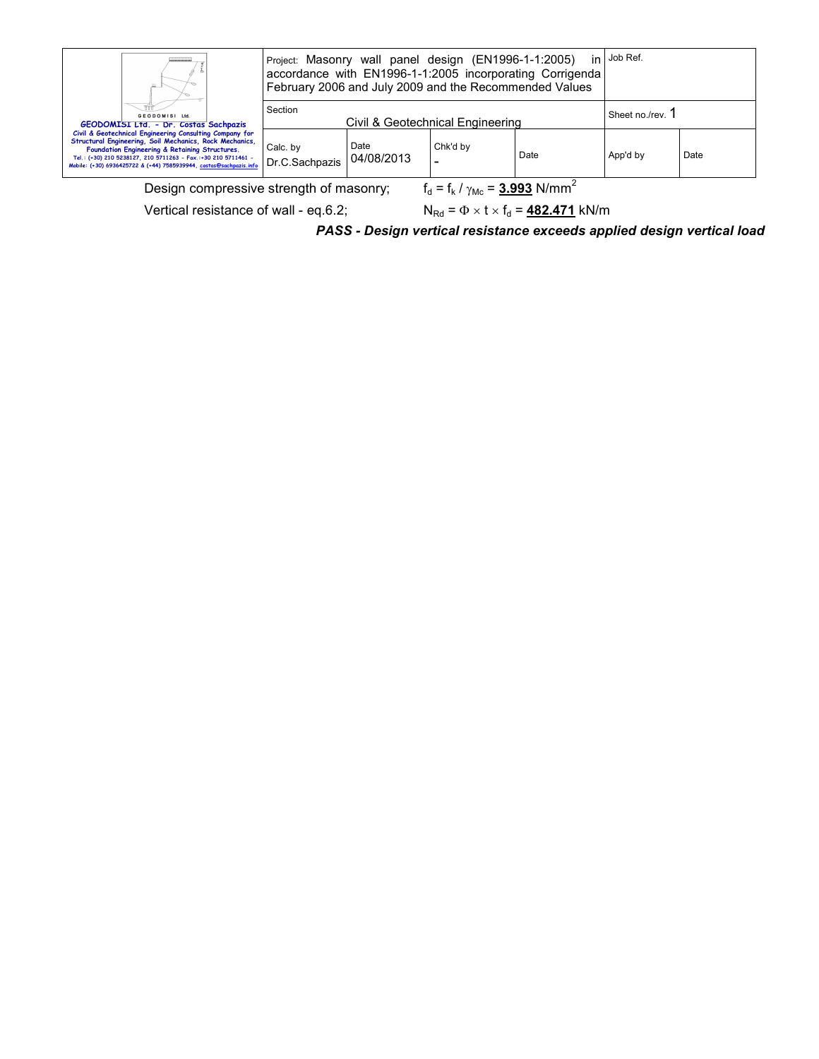Design compressive strength of masonry; $f_d = f_k / \gamma_{Mc} = \underline{\mathbf{3.993}}$ N/mm$^2$

Vertical resistance of wall - eq.6.2; $N_{Rd} = \Phi \times t \times f_d = \underline{\mathbf{482.471}}$ kN/m

***PASS - Design vertical resistance exceeds applied design vertical load***